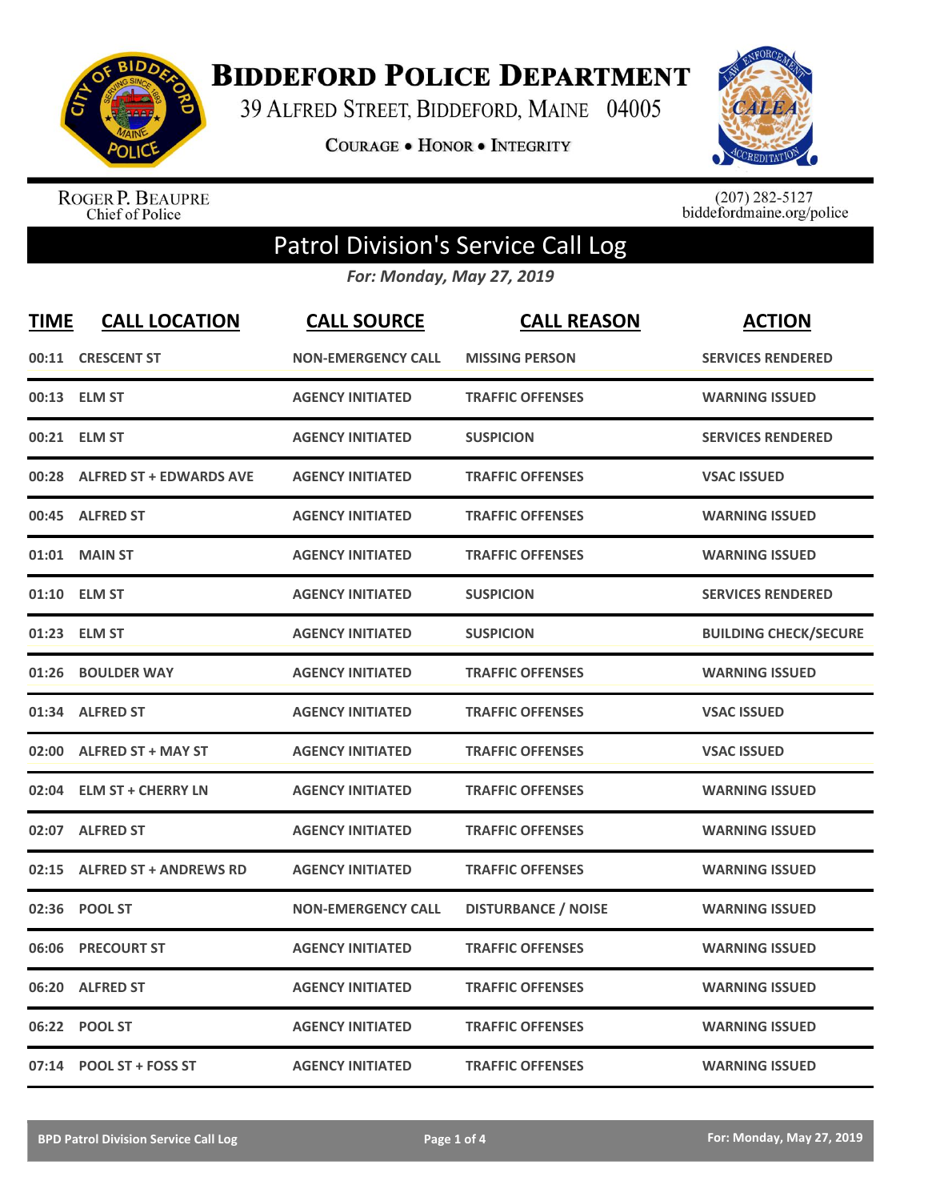# Biddeford Police Department

39 Alfred Street, Biddeford, Maine 04005

Courage • Honor • Integrity

Roger P. Beaupre
Chief of Police

(207) 282-5127
biddefordmaine.org/police

## Patrol Division's Service Call Log

*For: Monday, May 27, 2019*

| TIME | CALL LOCATION | CALL SOURCE | CALL REASON | ACTION |
|---|---|---|---|---|
| 00:11 | CRESCENT ST | NON-EMERGENCY CALL | MISSING PERSON | SERVICES RENDERED |
| 00:13 | ELM ST | AGENCY INITIATED | TRAFFIC OFFENSES | WARNING ISSUED |
| 00:21 | ELM ST | AGENCY INITIATED | SUSPICION | SERVICES RENDERED |
| 00:28 | ALFRED ST + EDWARDS AVE | AGENCY INITIATED | TRAFFIC OFFENSES | VSAC ISSUED |
| 00:45 | ALFRED ST | AGENCY INITIATED | TRAFFIC OFFENSES | WARNING ISSUED |
| 01:01 | MAIN ST | AGENCY INITIATED | TRAFFIC OFFENSES | WARNING ISSUED |
| 01:10 | ELM ST | AGENCY INITIATED | SUSPICION | SERVICES RENDERED |
| 01:23 | ELM ST | AGENCY INITIATED | SUSPICION | BUILDING CHECK/SECURE |
| 01:26 | BOULDER WAY | AGENCY INITIATED | TRAFFIC OFFENSES | WARNING ISSUED |
| 01:34 | ALFRED ST | AGENCY INITIATED | TRAFFIC OFFENSES | VSAC ISSUED |
| 02:00 | ALFRED ST + MAY ST | AGENCY INITIATED | TRAFFIC OFFENSES | VSAC ISSUED |
| 02:04 | ELM ST + CHERRY LN | AGENCY INITIATED | TRAFFIC OFFENSES | WARNING ISSUED |
| 02:07 | ALFRED ST | AGENCY INITIATED | TRAFFIC OFFENSES | WARNING ISSUED |
| 02:15 | ALFRED ST + ANDREWS RD | AGENCY INITIATED | TRAFFIC OFFENSES | WARNING ISSUED |
| 02:36 | POOL ST | NON-EMERGENCY CALL | DISTURBANCE / NOISE | WARNING ISSUED |
| 06:06 | PRECOURT ST | AGENCY INITIATED | TRAFFIC OFFENSES | WARNING ISSUED |
| 06:20 | ALFRED ST | AGENCY INITIATED | TRAFFIC OFFENSES | WARNING ISSUED |
| 06:22 | POOL ST | AGENCY INITIATED | TRAFFIC OFFENSES | WARNING ISSUED |
| 07:14 | POOL ST + FOSS ST | AGENCY INITIATED | TRAFFIC OFFENSES | WARNING ISSUED |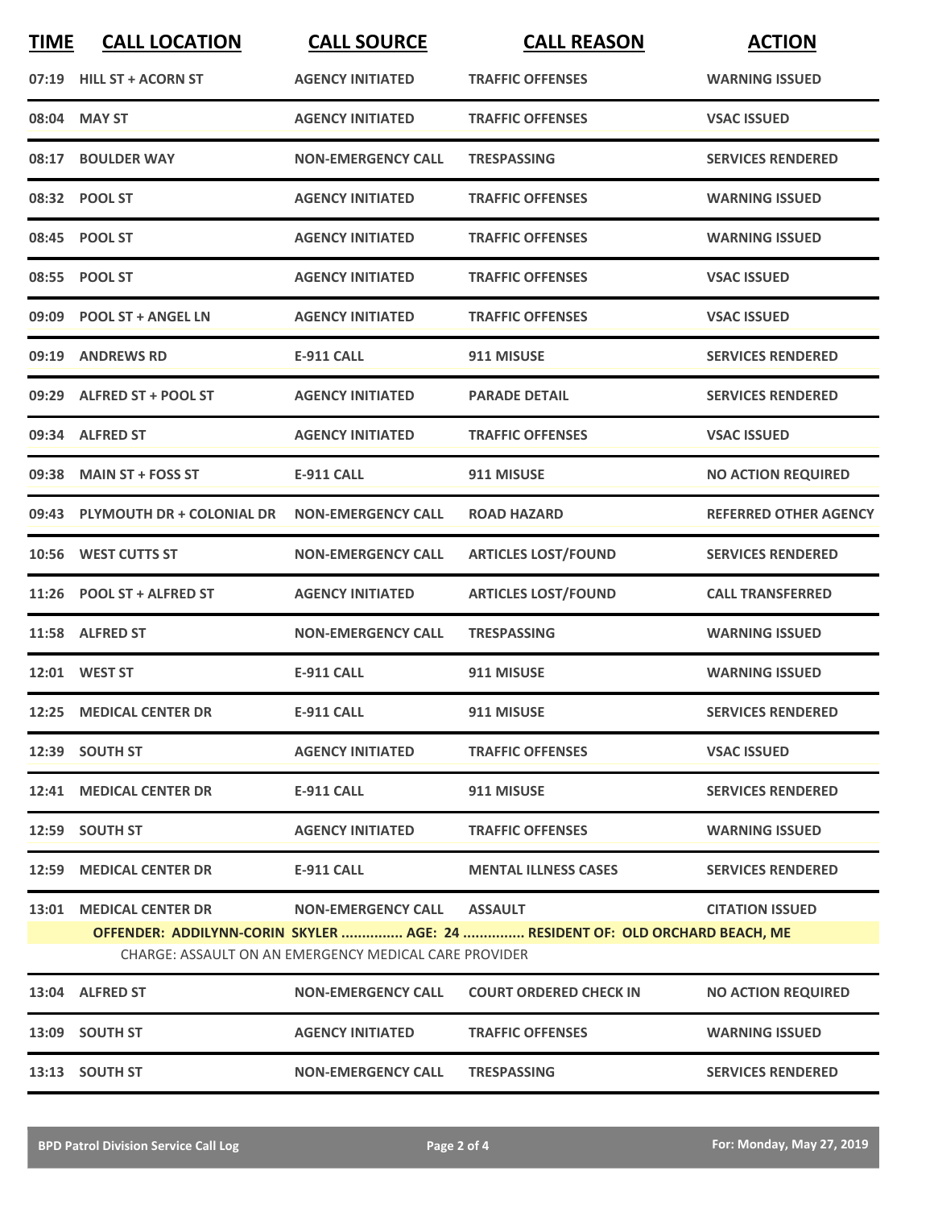| TIME | CALL LOCATION | CALL SOURCE | CALL REASON | ACTION |
|---|---|---|---|---|
| 07:19 | HILL ST + ACORN ST | AGENCY INITIATED | TRAFFIC OFFENSES | WARNING ISSUED |
| 08:04 | MAY ST | AGENCY INITIATED | TRAFFIC OFFENSES | VSAC ISSUED |
| 08:17 | BOULDER WAY | NON-EMERGENCY CALL | TRESPASSING | SERVICES RENDERED |
| 08:32 | POOL ST | AGENCY INITIATED | TRAFFIC OFFENSES | WARNING ISSUED |
| 08:45 | POOL ST | AGENCY INITIATED | TRAFFIC OFFENSES | WARNING ISSUED |
| 08:55 | POOL ST | AGENCY INITIATED | TRAFFIC OFFENSES | VSAC ISSUED |
| 09:09 | POOL ST + ANGEL LN | AGENCY INITIATED | TRAFFIC OFFENSES | VSAC ISSUED |
| 09:19 | ANDREWS RD | E-911 CALL | 911 MISUSE | SERVICES RENDERED |
| 09:29 | ALFRED ST + POOL ST | AGENCY INITIATED | PARADE DETAIL | SERVICES RENDERED |
| 09:34 | ALFRED ST | AGENCY INITIATED | TRAFFIC OFFENSES | VSAC ISSUED |
| 09:38 | MAIN ST + FOSS ST | E-911 CALL | 911 MISUSE | NO ACTION REQUIRED |
| 09:43 | PLYMOUTH DR + COLONIAL DR | NON-EMERGENCY CALL | ROAD HAZARD | REFERRED OTHER AGENCY |
| 10:56 | WEST CUTTS ST | NON-EMERGENCY CALL | ARTICLES LOST/FOUND | SERVICES RENDERED |
| 11:26 | POOL ST + ALFRED ST | AGENCY INITIATED | ARTICLES LOST/FOUND | CALL TRANSFERRED |
| 11:58 | ALFRED ST | NON-EMERGENCY CALL | TRESPASSING | WARNING ISSUED |
| 12:01 | WEST ST | E-911 CALL | 911 MISUSE | WARNING ISSUED |
| 12:25 | MEDICAL CENTER DR | E-911 CALL | 911 MISUSE | SERVICES RENDERED |
| 12:39 | SOUTH ST | AGENCY INITIATED | TRAFFIC OFFENSES | VSAC ISSUED |
| 12:41 | MEDICAL CENTER DR | E-911 CALL | 911 MISUSE | SERVICES RENDERED |
| 12:59 | SOUTH ST | AGENCY INITIATED | TRAFFIC OFFENSES | WARNING ISSUED |
| 12:59 | MEDICAL CENTER DR | E-911 CALL | MENTAL ILLNESS CASES | SERVICES RENDERED |
| 13:01 | MEDICAL CENTER DR | NON-EMERGENCY CALL | ASSAULT | CITATION ISSUED |
| | OFFENDER: ADDILYNN-CORIN SKYLER ............... AGE: 24 ............... RESIDENT OF: OLD ORCHARD BEACH, ME | | | |
| | CHARGE: ASSAULT ON AN EMERGENCY MEDICAL CARE PROVIDER | | | |
| 13:04 | ALFRED ST | NON-EMERGENCY CALL | COURT ORDERED CHECK IN | NO ACTION REQUIRED |
| 13:09 | SOUTH ST | AGENCY INITIATED | TRAFFIC OFFENSES | WARNING ISSUED |
| 13:13 | SOUTH ST | NON-EMERGENCY CALL | TRESPASSING | SERVICES RENDERED |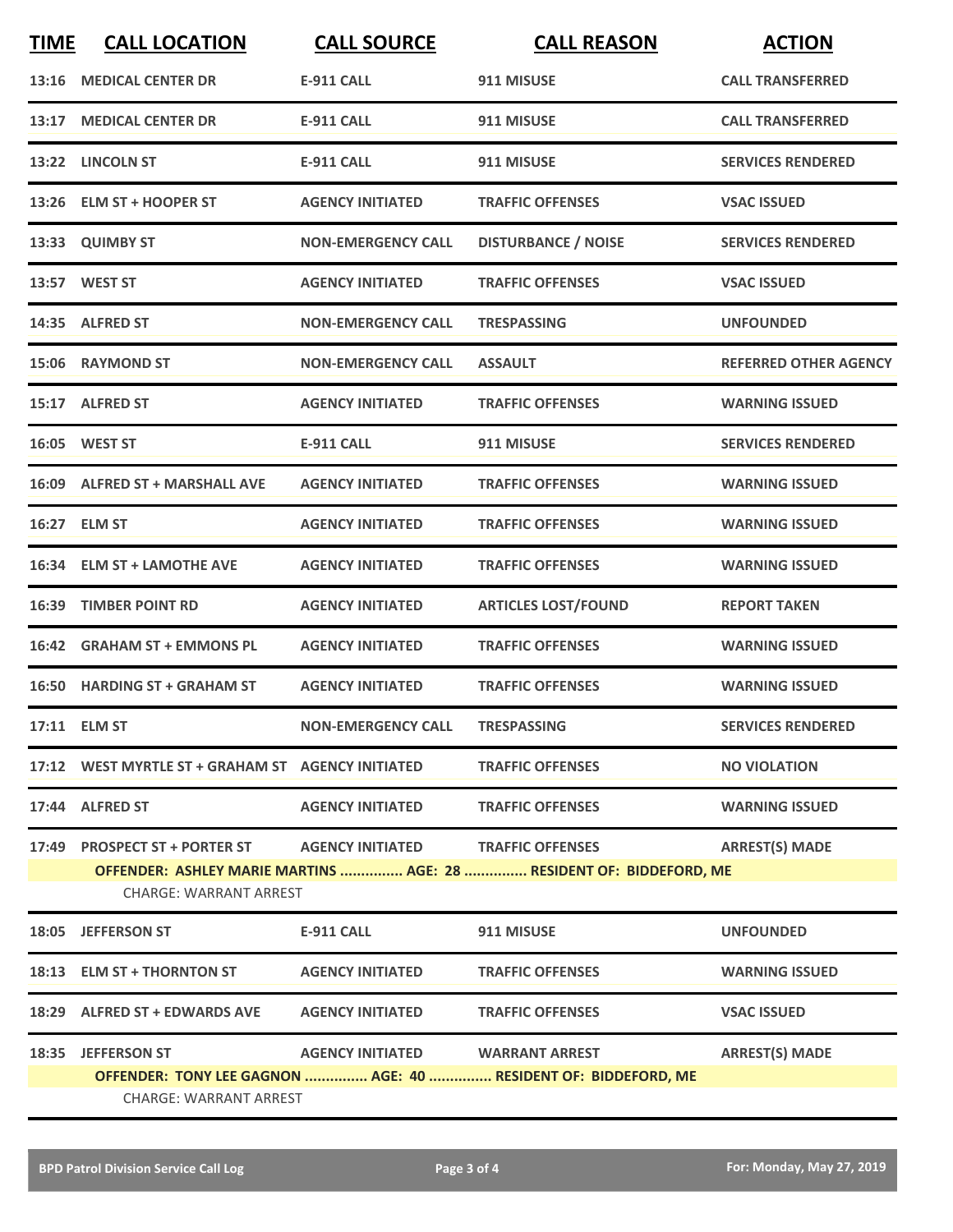| TIME | CALL LOCATION | CALL SOURCE | CALL REASON | ACTION |
|---|---|---|---|---|
| 13:16 | MEDICAL CENTER DR | E-911 CALL | 911 MISUSE | CALL TRANSFERRED |
| 13:17 | MEDICAL CENTER DR | E-911 CALL | 911 MISUSE | CALL TRANSFERRED |
| 13:22 | LINCOLN ST | E-911 CALL | 911 MISUSE | SERVICES RENDERED |
| 13:26 | ELM ST + HOOPER ST | AGENCY INITIATED | TRAFFIC OFFENSES | VSAC ISSUED |
| 13:33 | QUIMBY ST | NON-EMERGENCY CALL | DISTURBANCE / NOISE | SERVICES RENDERED |
| 13:57 | WEST ST | AGENCY INITIATED | TRAFFIC OFFENSES | VSAC ISSUED |
| 14:35 | ALFRED ST | NON-EMERGENCY CALL | TRESPASSING | UNFOUNDED |
| 15:06 | RAYMOND ST | NON-EMERGENCY CALL | ASSAULT | REFERRED OTHER AGENCY |
| 15:17 | ALFRED ST | AGENCY INITIATED | TRAFFIC OFFENSES | WARNING ISSUED |
| 16:05 | WEST ST | E-911 CALL | 911 MISUSE | SERVICES RENDERED |
| 16:09 | ALFRED ST + MARSHALL AVE | AGENCY INITIATED | TRAFFIC OFFENSES | WARNING ISSUED |
| 16:27 | ELM ST | AGENCY INITIATED | TRAFFIC OFFENSES | WARNING ISSUED |
| 16:34 | ELM ST + LAMOTHE AVE | AGENCY INITIATED | TRAFFIC OFFENSES | WARNING ISSUED |
| 16:39 | TIMBER POINT RD | AGENCY INITIATED | ARTICLES LOST/FOUND | REPORT TAKEN |
| 16:42 | GRAHAM ST + EMMONS PL | AGENCY INITIATED | TRAFFIC OFFENSES | WARNING ISSUED |
| 16:50 | HARDING ST + GRAHAM ST | AGENCY INITIATED | TRAFFIC OFFENSES | WARNING ISSUED |
| 17:11 | ELM ST | NON-EMERGENCY CALL | TRESPASSING | SERVICES RENDERED |
| 17:12 | WEST MYRTLE ST + GRAHAM ST | AGENCY INITIATED | TRAFFIC OFFENSES | NO VIOLATION |
| 17:44 | ALFRED ST | AGENCY INITIATED | TRAFFIC OFFENSES | WARNING ISSUED |
| 17:49 | PROSPECT ST + PORTER ST | AGENCY INITIATED | TRAFFIC OFFENSES | ARREST(S) MADE |
| | OFFENDER: ASHLEY MARIE MARTINS ............... AGE: 28 ............... RESIDENT OF: BIDDEFORD, ME | | | |
| | CHARGE: WARRANT ARREST | | | |
| 18:05 | JEFFERSON ST | E-911 CALL | 911 MISUSE | UNFOUNDED |
| 18:13 | ELM ST + THORNTON ST | AGENCY INITIATED | TRAFFIC OFFENSES | WARNING ISSUED |
| 18:29 | ALFRED ST + EDWARDS AVE | AGENCY INITIATED | TRAFFIC OFFENSES | VSAC ISSUED |
| 18:35 | JEFFERSON ST | AGENCY INITIATED | WARRANT ARREST | ARREST(S) MADE |
| | OFFENDER: TONY LEE GAGNON ............... AGE: 40 ............... RESIDENT OF: BIDDEFORD, ME | | | |
| | CHARGE: WARRANT ARREST | | | |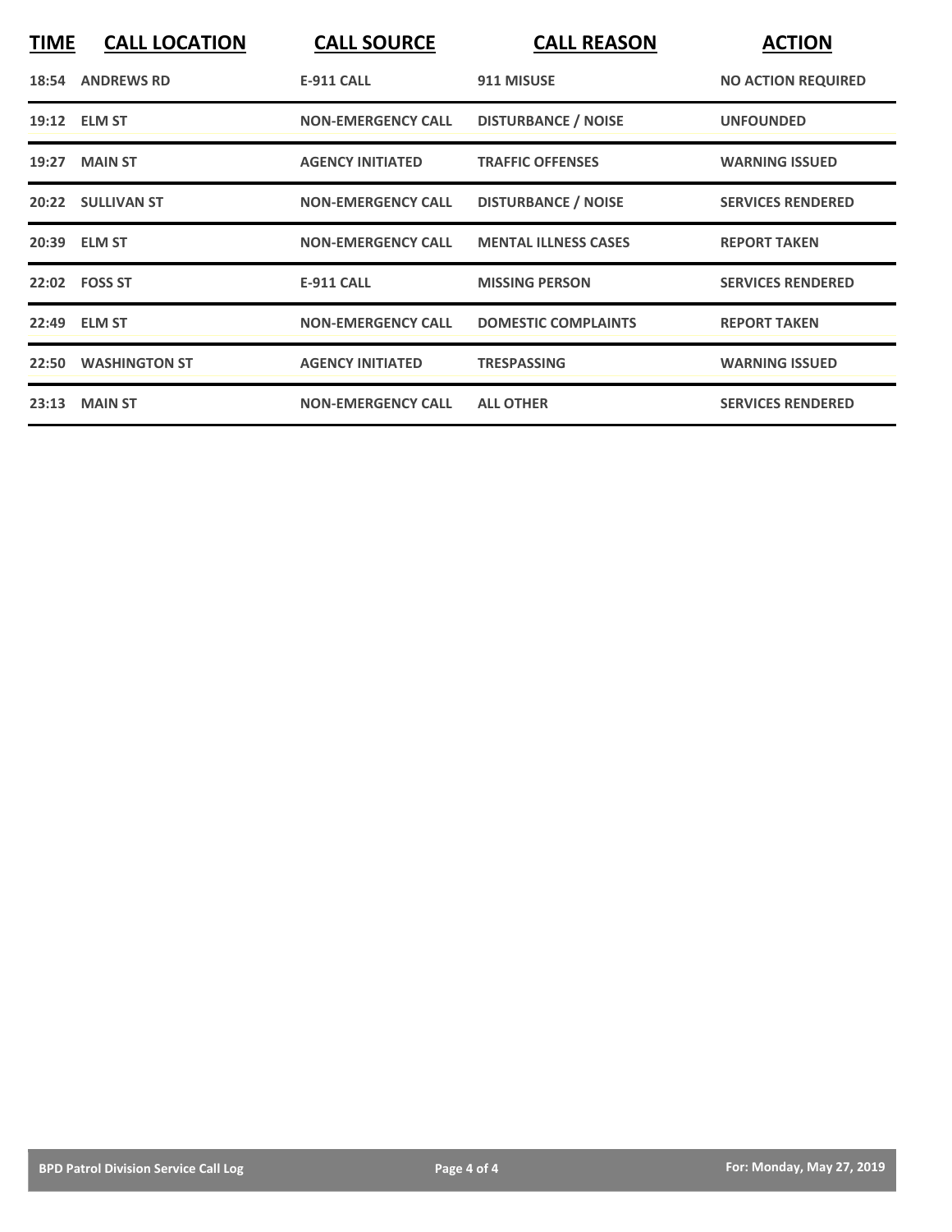| TIME | CALL LOCATION | CALL SOURCE | CALL REASON | ACTION |
|---|---|---|---|---|
| 18:54 | ANDREWS RD | E-911 CALL | 911 MISUSE | NO ACTION REQUIRED |
| 19:12 | ELM ST | NON-EMERGENCY CALL | DISTURBANCE / NOISE | UNFOUNDED |
| 19:27 | MAIN ST | AGENCY INITIATED | TRAFFIC OFFENSES | WARNING ISSUED |
| 20:22 | SULLIVAN ST | NON-EMERGENCY CALL | DISTURBANCE / NOISE | SERVICES RENDERED |
| 20:39 | ELM ST | NON-EMERGENCY CALL | MENTAL ILLNESS CASES | REPORT TAKEN |
| 22:02 | FOSS ST | E-911 CALL | MISSING PERSON | SERVICES RENDERED |
| 22:49 | ELM ST | NON-EMERGENCY CALL | DOMESTIC COMPLAINTS | REPORT TAKEN |
| 22:50 | WASHINGTON ST | AGENCY INITIATED | TRESPASSING | WARNING ISSUED |
| 23:13 | MAIN ST | NON-EMERGENCY CALL | ALL OTHER | SERVICES RENDERED |